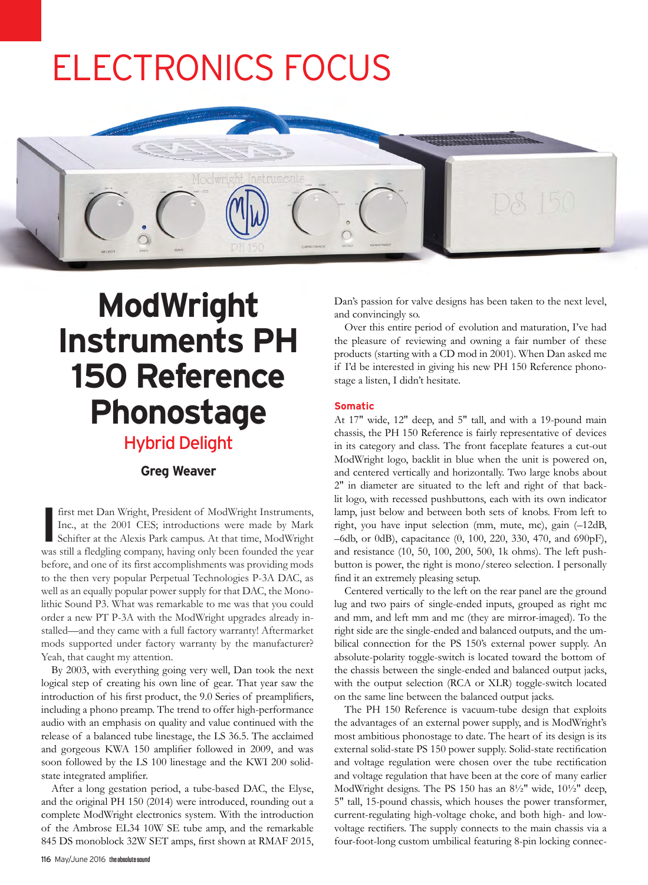# ELECTRONICS FOCUS

# ModWright Instruments PH 150 Reference Phonostage

## Hybrid Delight

**Greg Weaver**

I first met Dan Wright, President of ModWright Instruments, Inc., at the 2001 CES; introductions were made by Mark Schifter at the Alexis Park campus. At that time, ModWright was still a fledgling company, having only been founded the year before, and one of its first accomplishments was providing mods to the then very popular Perpetual Technologies P-3A DAC, as well as an equally popular power supply for that DAC, the Monolithic Sound P3. What was remarkable to me was that you could order a new PT P-3A with the ModWright upgrades already installed—and they came with a full factory warranty! Aftermarket mods supported under factory warranty by the manufacturer? Yeah, that caught my attention.

By 2003, with everything going very well, Dan took the next logical step of creating his own line of gear. That year saw the introduction of his first product, the 9.0 Series of preamplifiers, including a phono preamp. The trend to offer high-performance audio with an emphasis on quality and value continued with the release of a balanced tube linestage, the LS 36.5. The acclaimed and gorgeous KWA 150 amplifier followed in 2009, and was soon followed by the LS 100 linestage and the KWI 200 solid-state integrated amplifier.

After a long gestation period, a tube-based DAC, the Elyse, and the original PH 150 (2014) were introduced, rounding out a complete ModWright electronics system. With the introduction of the Ambrose EL34 10W SE tube amp, and the remarkable 845 DS monoblock 32W SET amps, first shown at RMAF 2015, Dan's passion for valve designs has been taken to the next level, and convincingly so.

Over this entire period of evolution and maturation, I've had the pleasure of reviewing and owning a fair number of these products (starting with a CD mod in 2001). When Dan asked me if I'd be interested in giving his new PH 150 Reference phonostage a listen, I didn't hesitate.

### Somatic

At 17" wide, 12" deep, and 5" tall, and with a 19-pound main chassis, the PH 150 Reference is fairly representative of devices in its category and class. The front faceplate features a cut-out ModWright logo, backlit in blue when the unit is powered on, and centered vertically and horizontally. Two large knobs about 2" in diameter are situated to the left and right of that backlit logo, with recessed pushbuttons, each with its own indicator lamp, just below and between both sets of knobs. From left to right, you have input selection (mm, mute, mc), gain (–12dB, –6db, or 0dB), capacitance (0, 100, 220, 330, 470, and 690pF), and resistance (10, 50, 100, 200, 500, 1k ohms). The left pushbutton is power, the right is mono/stereo selection. I personally find it an extremely pleasing setup.

Centered vertically to the left on the rear panel are the ground lug and two pairs of single-ended inputs, grouped as right mc and mm, and left mm and mc (they are mirror-imaged). To the right side are the single-ended and balanced outputs, and the umbilical connection for the PS 150's external power supply. An absolute-polarity toggle-switch is located toward the bottom of the chassis between the single-ended and balanced output jacks, with the output selection (RCA or XLR) toggle-switch located on the same line between the balanced output jacks.

The PH 150 Reference is vacuum-tube design that exploits the advantages of an external power supply, and is ModWright's most ambitious phonostage to date. The heart of its design is its external solid-state PS 150 power supply. Solid-state rectification and voltage regulation were chosen over the tube rectification and voltage regulation that have been at the core of many earlier ModWright designs. The PS 150 has an 8½" wide, 10½" deep, 5" tall, 15-pound chassis, which houses the power transformer, current-regulating high-voltage choke, and both high- and low-voltage rectifiers. The supply connects to the main chassis via a four-foot-long custom umbilical featuring 8-pin locking connec-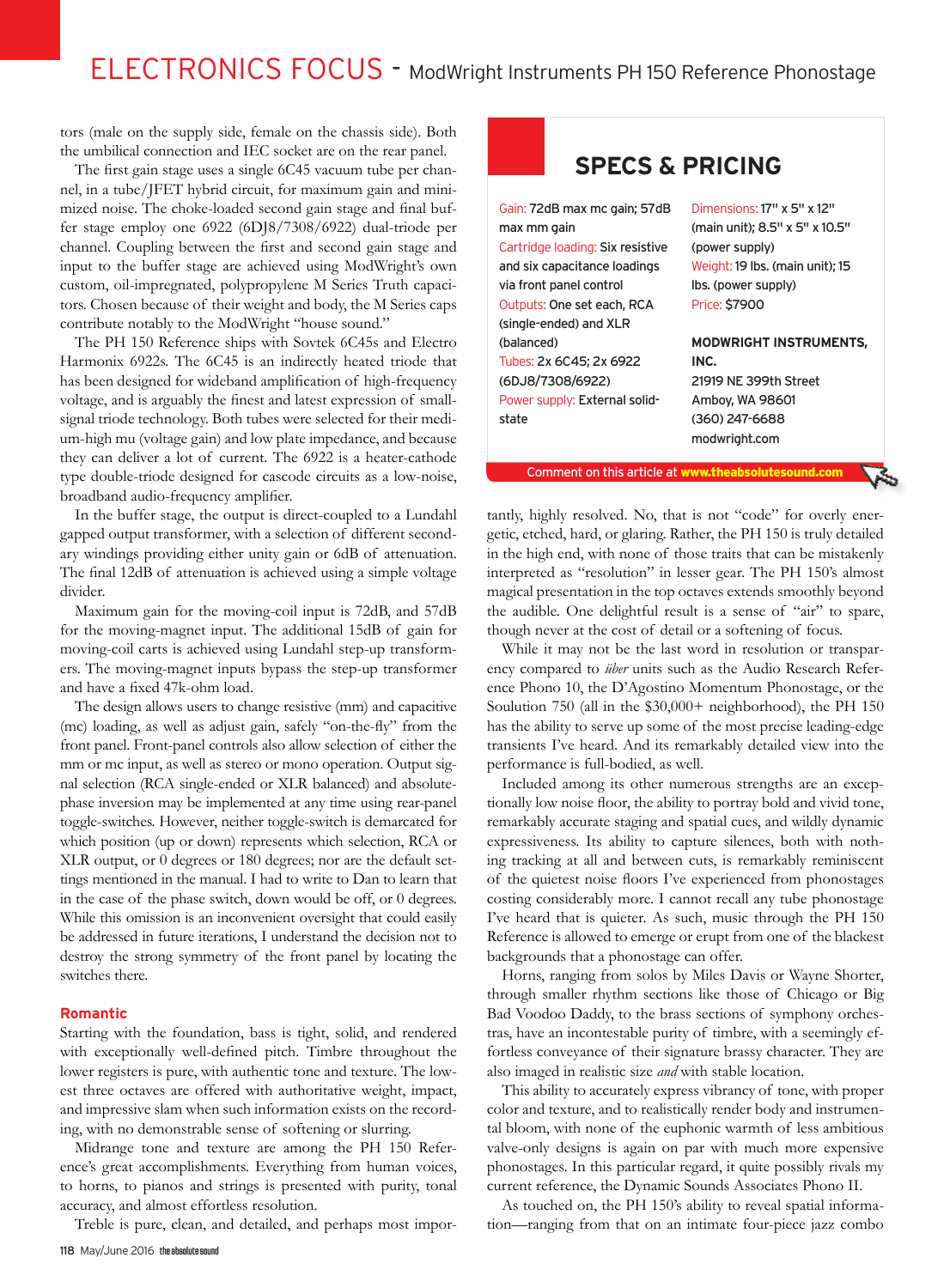tors (male on the supply side, female on the chassis side). Both the umbilical connection and IEC socket are on the rear panel.

The first gain stage uses a single 6C45 vacuum tube per channel, in a tube/JFET hybrid circuit, for maximum gain and minimized noise. The choke-loaded second gain stage and final buffer stage employ one 6922 (6DJ8/7308/6922) dual-triode per channel. Coupling between the first and second gain stage and input to the buffer stage are achieved using ModWright's own custom, oil-impregnated, polypropylene M Series Truth capacitors. Chosen because of their weight and body, the M Series caps contribute notably to the ModWright "house sound."

The PH 150 Reference ships with Sovtek 6C45s and Electro Harmonix 6922s. The 6C45 is an indirectly heated triode that has been designed for wideband amplification of high-frequency voltage, and is arguably the finest and latest expression of small-signal triode technology. Both tubes were selected for their medium-high mu (voltage gain) and low plate impedance, and because they can deliver a lot of current. The 6922 is a heater-cathode type double-triode designed for cascode circuits as a low-noise, broadband audio-frequency amplifier.

In the buffer stage, the output is direct-coupled to a Lundahl gapped output transformer, with a selection of different secondary windings providing either unity gain or 6dB of attenuation. The final 12dB of attenuation is achieved using a simple voltage divider.

Maximum gain for the moving-coil input is 72dB, and 57dB for the moving-magnet input. The additional 15dB of gain for moving-coil carts is achieved using Lundahl step-up transformers. The moving-magnet inputs bypass the step-up transformer and have a fixed 47k-ohm load.

The design allows users to change resistive (mm) and capacitive (mc) loading, as well as adjust gain, safely "on-the-fly" from the front panel. Front-panel controls also allow selection of either the mm or mc input, as well as stereo or mono operation. Output signal selection (RCA single-ended or XLR balanced) and absolute-phase inversion may be implemented at any time using rear-panel toggle-switches. However, neither toggle-switch is demarcated for which position (up or down) represents which selection, RCA or XLR output, or 0 degrees or 180 degrees; nor are the default settings mentioned in the manual. I had to write to Dan to learn that in the case of the phase switch, down would be off, or 0 degrees. While this omission is an inconvenient oversight that could easily be addressed in future iterations, I understand the decision not to destroy the strong symmetry of the front panel by locating the switches there.

### Romantic

Starting with the foundation, bass is tight, solid, and rendered with exceptionally well-defined pitch. Timbre throughout the lower registers is pure, with authentic tone and texture. The lowest three octaves are offered with authoritative weight, impact, and impressive slam when such information exists on the recording, with no demonstrable sense of softening or slurring.

Midrange tone and texture are among the PH 150 Reference's great accomplishments. Everything from human voices, to horns, to pianos and strings is presented with purity, tonal accuracy, and almost effortless resolution.

Treble is pure, clean, and detailed, and perhaps most importantly, highly resolved. No, that is not "code" for overly energetic, etched, hard, or glaring. Rather, the PH 150 is truly detailed in the high end, with none of those traits that can be mistakenly interpreted as "resolution" in lesser gear. The PH 150's almost magical presentation in the top octaves extends smoothly beyond the audible. One delightful result is a sense of "air" to spare, though never at the cost of detail or a softening of focus.

While it may not be the last word in resolution or transparency compared to *über* units such as the Audio Research Reference Phono 10, the D'Agostino Momentum Phonostage, or the Soulution 750 (all in the $30,000+ neighborhood), the PH 150 has the ability to serve up some of the most precise leading-edge transients I've heard. And its remarkably detailed view into the performance is full-bodied, as well.

Included among its other numerous strengths are an exceptionally low noise floor, the ability to portray bold and vivid tone, remarkably accurate staging and spatial cues, and wildly dynamic expressiveness. Its ability to capture silences, both with nothing tracking at all and between cuts, is remarkably reminiscent of the quietest noise floors I've experienced from phonostages costing considerably more. I cannot recall any tube phonostage I've heard that is quieter. As such, music through the PH 150 Reference is allowed to emerge or erupt from one of the blackest backgrounds that a phonostage can offer.

Horns, ranging from solos by Miles Davis or Wayne Shorter, through smaller rhythm sections like those of Chicago or Big Bad Voodoo Daddy, to the brass sections of symphony orchestras, have an incontestable purity of timbre, with a seemingly effortless conveyance of their signature brassy character. They are also imaged in realistic size *and* with stable location.

This ability to accurately express vibrancy of tone, with proper color and texture, and to realistically render body and instrumental bloom, with none of the euphonic warmth of less ambitious valve-only designs is again on par with much more expensive phonostages. In this particular regard, it quite possibly rivals my current reference, the Dynamic Sounds Associates Phono II.

As touched on, the PH 150's ability to reveal spatial information—ranging from that on an intimate four-piece jazz combo

## SPECS & PRICING

Gain: 72dB max mc gain; 57dB max mm gain
Cartridge loading: Six resistive and six capacitance loadings via front panel control
Outputs: One set each, RCA (single-ended) and XLR (balanced)
Tubes: 2x 6C45; 2x 6922 (6DJ8/7308/6922)
Power supply: External solid-state
Dimensions: 17" x 5" x 12" (main unit); 8.5" x 5" x 10.5" (power supply)
Weight: 19 lbs. (main unit); 15 lbs. (power supply)
Price: $7900

**MODWRIGHT INSTRUMENTS, INC.**
21919 NE 399th Street
Amboy, WA 98601
(360) 247-6688
modwright.com

Comment on this article at www.theabsolutesound.com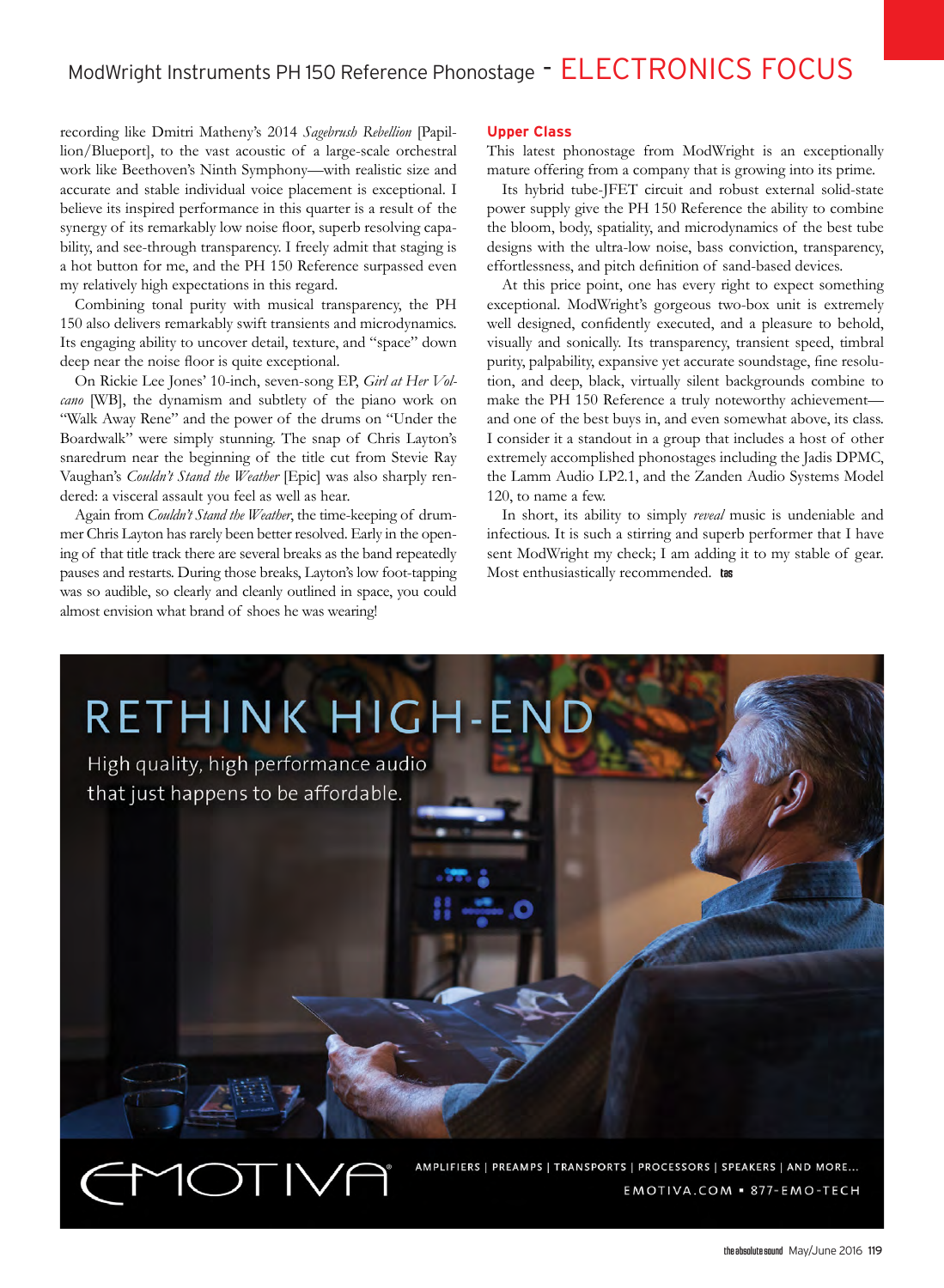recording like Dmitri Matheny's 2014 *Sagebrush Rebellion* [Papillion/Blueport], to the vast acoustic of a large-scale orchestral work like Beethoven's Ninth Symphony—with realistic size and accurate and stable individual voice placement is exceptional. I believe its inspired performance in this quarter is a result of the synergy of its remarkably low noise floor, superb resolving capability, and see-through transparency. I freely admit that staging is a hot button for me, and the PH 150 Reference surpassed even my relatively high expectations in this regard.

Combining tonal purity with musical transparency, the PH 150 also delivers remarkably swift transients and microdynamics. Its engaging ability to uncover detail, texture, and "space" down deep near the noise floor is quite exceptional.

On Rickie Lee Jones' 10-inch, seven-song EP, *Girl at Her Volcano* [WB], the dynamism and subtlety of the piano work on "Walk Away Rene" and the power of the drums on "Under the Boardwalk" were simply stunning. The snap of Chris Layton's snaredrum near the beginning of the title cut from Stevie Ray Vaughan's *Couldn't Stand the Weather* [Epic] was also sharply rendered: a visceral assault you feel as well as hear.

Again from *Couldn't Stand the Weather*, the time-keeping of drummer Chris Layton has rarely been better resolved. Early in the opening of that title track there are several breaks as the band repeatedly pauses and restarts. During those breaks, Layton's low foot-tapping was so audible, so clearly and cleanly outlined in space, you could almost envision what brand of shoes he was wearing!

### Upper Class

This latest phonostage from ModWright is an exceptionally mature offering from a company that is growing into its prime.

Its hybrid tube-JFET circuit and robust external solid-state power supply give the PH 150 Reference the ability to combine the bloom, body, spatiality, and microdynamics of the best tube designs with the ultra-low noise, bass conviction, transparency, effortlessness, and pitch definition of sand-based devices.

At this price point, one has every right to expect something exceptional. ModWright's gorgeous two-box unit is extremely well designed, confidently executed, and a pleasure to behold, visually and sonically. Its transparency, transient speed, timbral purity, palpability, expansive yet accurate soundstage, fine resolution, and deep, black, virtually silent backgrounds combine to make the PH 150 Reference a truly noteworthy achievement—and one of the best buys in, and even somewhat above, its class. I consider it a standout in a group that includes a host of other extremely accomplished phonostages including the Jadis DPMC, the Lamm Audio LP2.1, and the Zanden Audio Systems Model 120, to name a few.

In short, its ability to simply *reveal* music is undeniable and infectious. It is such a stirring and superb performer that I have sent ModWright my check; I am adding it to my stable of gear. Most enthusiastically recommended. **tas**

RETHINK HIGH-END

High quality, high performance audio that just happens to be affordable.

EMOTIVA

AMPLIFIERS | PREAMPS | TRANSPORTS | PROCESSORS | SPEAKERS | AND MORE...

EMOTIVA.COM • 877-EMO-TECH